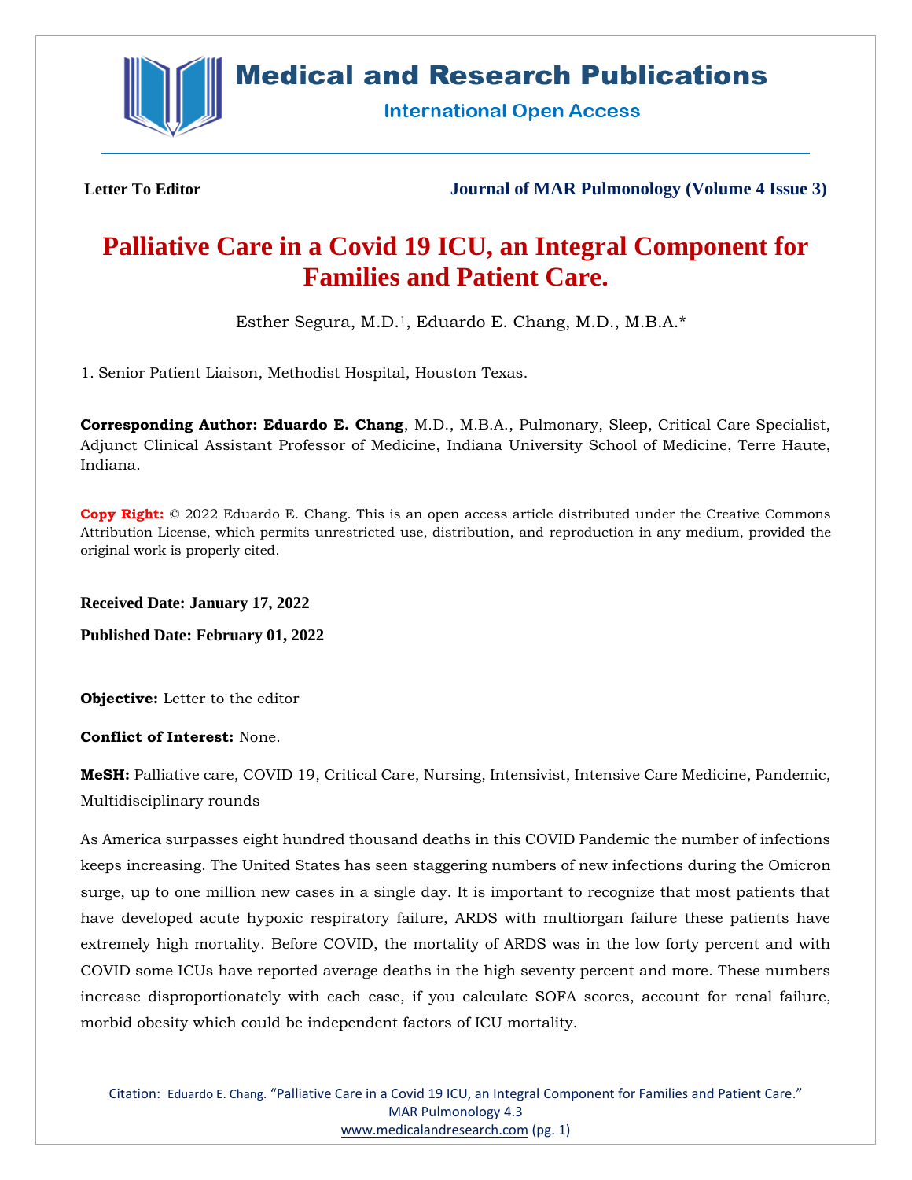**Letter To Editor**

# Palliative Care in a Covid 19 ICU, an Integral Component for Families and Patient Care.

Esther Segura, M.D.[1], Eduardo E. Chang, M.D., M.B.A.*

1. Senior Patient Liaison, Methodist Hospital, Houston Texas.

**Corresponding Author: Eduardo E. Chang**, M.D., M.B.A., Pulmonary, Sleep, Critical Care Specialist, Adjunct Clinical Assistant Professor of Medicine, Indiana University School of Medicine, Terre Haute, Indiana.

**Copy Right:** © 2022 Eduardo E. Chang. This is an open access article distributed under the Creative Commons Attribution License, which permits unrestricted use, distribution, and reproduction in any medium, provided the original work is properly cited.

**Received Date: January 17, 2022**

**Published Date: February 01, 2022**

**Objective:** Letter to the editor

**Conflict of Interest:** None.

**MeSH:** Palliative care, COVID 19, Critical Care, Nursing, Intensivist, Intensive Care Medicine, Pandemic, Multidisciplinary rounds

As America surpasses eight hundred thousand deaths in this COVID Pandemic the number of infections keeps increasing. The United States has seen staggering numbers of new infections during the Omicron surge, up to one million new cases in a single day. It is important to recognize that most patients that have developed acute hypoxic respiratory failure, ARDS with multiorgan failure these patients have extremely high mortality. Before COVID, the mortality of ARDS was in the low forty percent and with COVID some ICUs have reported average deaths in the high seventy percent and more. These numbers increase disproportionately with each case, if you calculate SOFA scores, account for renal failure, morbid obesity which could be independent factors of ICU mortality.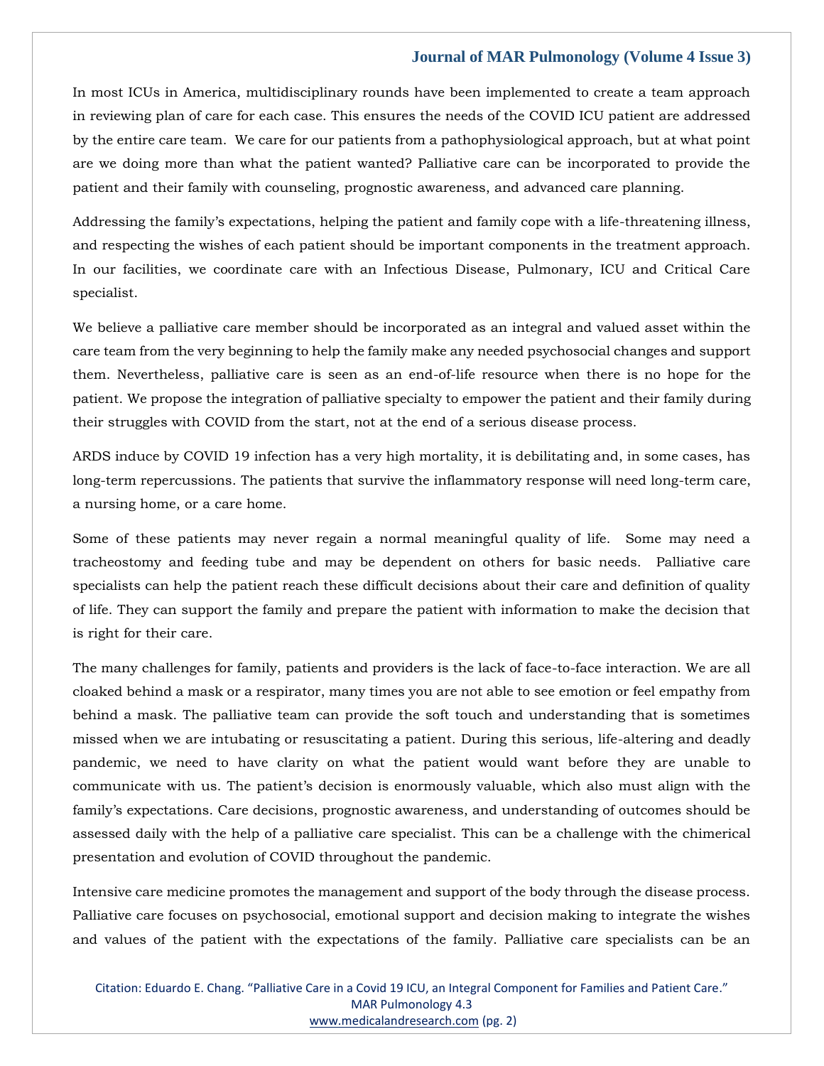In most ICUs in America, multidisciplinary rounds have been implemented to create a team approach in reviewing plan of care for each case. This ensures the needs of the COVID ICU patient are addressed by the entire care team. We care for our patients from a pathophysiological approach, but at what point are we doing more than what the patient wanted? Palliative care can be incorporated to provide the patient and their family with counseling, prognostic awareness, and advanced care planning.

Addressing the family's expectations, helping the patient and family cope with a life-threatening illness, and respecting the wishes of each patient should be important components in the treatment approach. In our facilities, we coordinate care with an Infectious Disease, Pulmonary, ICU and Critical Care specialist.

We believe a palliative care member should be incorporated as an integral and valued asset within the care team from the very beginning to help the family make any needed psychosocial changes and support them. Nevertheless, palliative care is seen as an end-of-life resource when there is no hope for the patient. We propose the integration of palliative specialty to empower the patient and their family during their struggles with COVID from the start, not at the end of a serious disease process.

ARDS induce by COVID 19 infection has a very high mortality, it is debilitating and, in some cases, has long-term repercussions. The patients that survive the inflammatory response will need long-term care, a nursing home, or a care home.

Some of these patients may never regain a normal meaningful quality of life. Some may need a tracheostomy and feeding tube and may be dependent on others for basic needs. Palliative care specialists can help the patient reach these difficult decisions about their care and definition of quality of life. They can support the family and prepare the patient with information to make the decision that is right for their care.

The many challenges for family, patients and providers is the lack of face-to-face interaction. We are all cloaked behind a mask or a respirator, many times you are not able to see emotion or feel empathy from behind a mask. The palliative team can provide the soft touch and understanding that is sometimes missed when we are intubating or resuscitating a patient. During this serious, life-altering and deadly pandemic, we need to have clarity on what the patient would want before they are unable to communicate with us. The patient's decision is enormously valuable, which also must align with the family's expectations. Care decisions, prognostic awareness, and understanding of outcomes should be assessed daily with the help of a palliative care specialist. This can be a challenge with the chimerical presentation and evolution of COVID throughout the pandemic.

Intensive care medicine promotes the management and support of the body through the disease process. Palliative care focuses on psychosocial, emotional support and decision making to integrate the wishes and values of the patient with the expectations of the family. Palliative care specialists can be an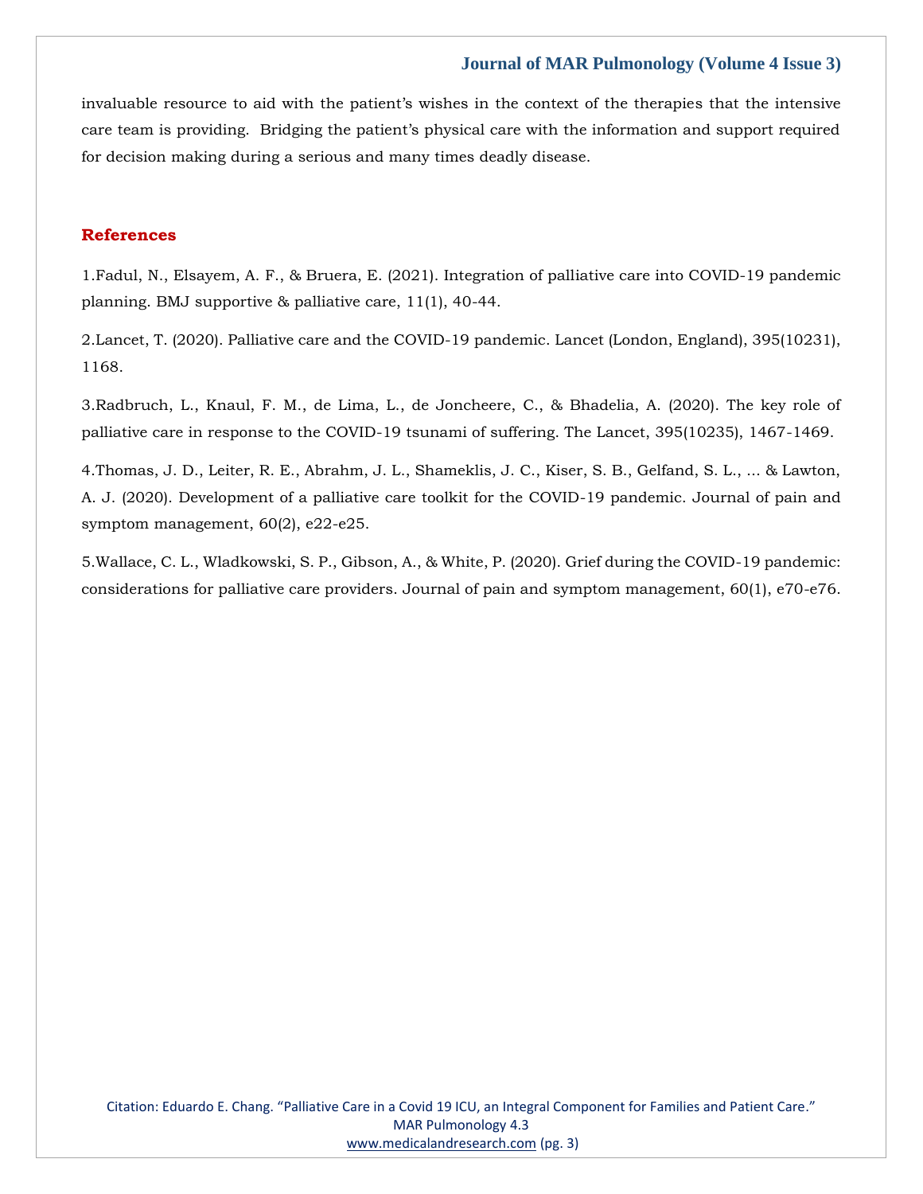invaluable resource to aid with the patient's wishes in the context of the therapies that the intensive care team is providing. Bridging the patient's physical care with the information and support required for decision making during a serious and many times deadly disease.

## References

1.Fadul, N., Elsayem, A. F., & Bruera, E. (2021). Integration of palliative care into COVID-19 pandemic planning. BMJ supportive & palliative care, 11(1), 40-44.

2.Lancet, T. (2020). Palliative care and the COVID-19 pandemic. Lancet (London, England), 395(10231), 1168.

3.Radbruch, L., Knaul, F. M., de Lima, L., de Joncheere, C., & Bhadelia, A. (2020). The key role of palliative care in response to the COVID-19 tsunami of suffering. The Lancet, 395(10235), 1467-1469.

4.Thomas, J. D., Leiter, R. E., Abrahm, J. L., Shameklis, J. C., Kiser, S. B., Gelfand, S. L., ... & Lawton, A. J. (2020). Development of a palliative care toolkit for the COVID-19 pandemic. Journal of pain and symptom management, 60(2), e22-e25.

5.Wallace, C. L., Wladkowski, S. P., Gibson, A., & White, P. (2020). Grief during the COVID-19 pandemic: considerations for palliative care providers. Journal of pain and symptom management, 60(1), e70-e76.